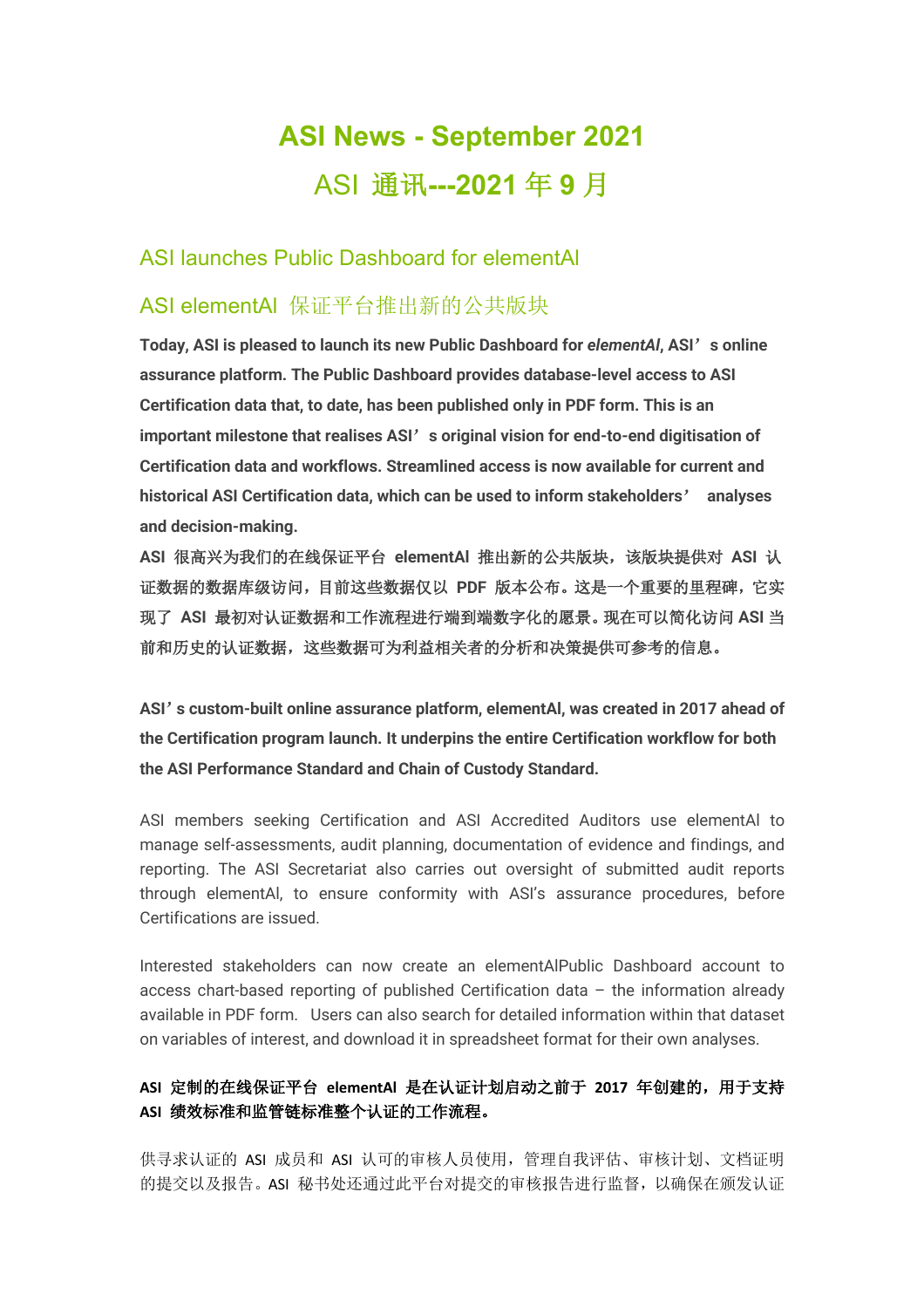# ASI News - September 2021

# ASI 通讯---2021 年 9 月

## ASI launches Public Dashboard for elementAl

## ASI elementAl 保证平台推出新的公共版块

**Today, ASI is pleased to launch its new Public Dashboard for *elementAl*, ASI’s online assurance platform. The Public Dashboard provides database-level access to ASI Certification data that, to date, has been published only in PDF form. This is an important milestone that realises ASI’s original vision for end-to-end digitisation of Certification data and workflows. Streamlined access is now available for current and historical ASI Certification data, which can be used to inform stakeholders’ analyses and decision-making.**

**ASI 很高兴为我们的在线保证平台 elementAl 推出新的公共版块，该版块提供对 ASI 认证数据的数据库级访问，目前这些数据仅以 PDF 版本公布。这是一个重要的里程碑，它实现了 ASI 最初对认证数据和工作流程进行端到端数字化的愿景。现在可以简化访问 ASI 当前和历史的认证数据，这些数据可为利益相关者的分析和决策提供可参考的信息。**

**ASI’s custom-built online assurance platform, elementAl, was created in 2017 ahead of the Certification program launch. It underpins the entire Certification workflow for both the ASI Performance Standard and Chain of Custody Standard.**

ASI members seeking Certification and ASI Accredited Auditors use elementAl to manage self-assessments, audit planning, documentation of evidence and findings, and reporting. The ASI Secretariat also carries out oversight of submitted audit reports through elementAl, to ensure conformity with ASI’s assurance procedures, before Certifications are issued.

Interested stakeholders can now create an elementAlPublic Dashboard account to access chart-based reporting of published Certification data – the information already available in PDF form. Users can also search for detailed information within that dataset on variables of interest, and download it in spreadsheet format for their own analyses.

**ASI 定制的在线保证平台 elementAl 是在认证计划启动之前于 2017 年创建的，用于支持 ASI 绩效标准和监管链标准整个认证的工作流程。**

供寻求认证的 ASI 成员和 ASI 认可的审核人员使用，管理自我评估、审核计划、文档证明的提交以及报告。ASI 秘书处还通过此平台对提交的审核报告进行监督，以确保在颁发认证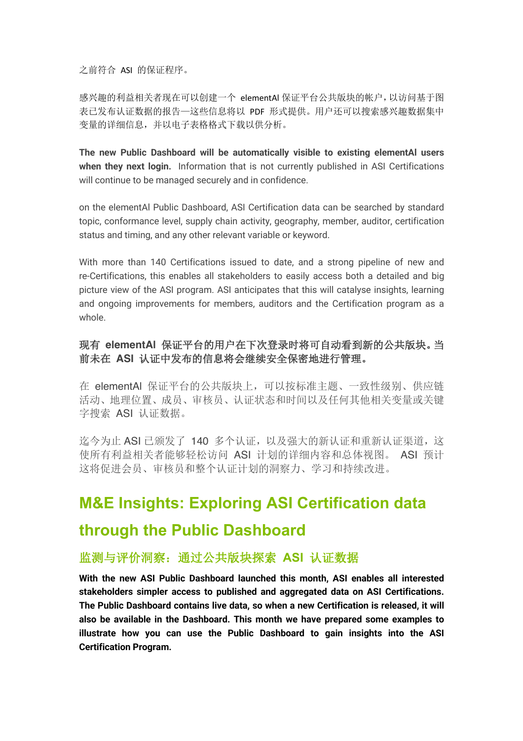之前符合 ASI 的保证程序。

感兴趣的利益相关者现在可以创建一个 elementAI 保证平台公共版块的帐户，以访问基于图表已发布认证数据的报告—这些信息将以 PDF 形式提供。用户还可以搜索感兴趣数据集中变量的详细信息，并以电子表格格式下载以供分析。

**The new Public Dashboard will be automatically visible to existing elementAI users when they next login.** Information that is not currently published in ASI Certifications will continue to be managed securely and in confidence.

on the elementAI Public Dashboard, ASI Certification data can be searched by standard topic, conformance level, supply chain activity, geography, member, auditor, certification status and timing, and any other relevant variable or keyword.

With more than 140 Certifications issued to date, and a strong pipeline of new and re-Certifications, this enables all stakeholders to easily access both a detailed and big picture view of the ASI program. ASI anticipates that this will catalyse insights, learning and ongoing improvements for members, auditors and the Certification program as a whole.

**现有 elementAI 保证平台的用户在下次登录时将可自动看到新的公共版块。当前未在 ASI 认证中发布的信息将会继续安全保密地进行管理。**

在 elementAI 保证平台的公共版块上，可以按标准主题、一致性级别、供应链活动、地理位置、成员、审核员、认证状态和时间以及任何其他相关变量或关键字搜索 ASI 认证数据。

迄今为止 ASI 已颁发了 140 多个认证，以及强大的新认证和重新认证渠道，这使所有利益相关者能够轻松访问 ASI 计划的详细内容和总体视图。 ASI 预计这将促进会员、审核员和整个认证计划的洞察力、学习和持续改进。

# M&E Insights: Exploring ASI Certification data through the Public Dashboard

## 监测与评价洞察：通过公共版块探索 ASI 认证数据

**With the new ASI Public Dashboard launched this month, ASI enables all interested stakeholders simpler access to published and aggregated data on ASI Certifications. The Public Dashboard contains live data, so when a new Certification is released, it will also be available in the Dashboard. This month we have prepared some examples to illustrate how you can use the Public Dashboard to gain insights into the ASI Certification Program.**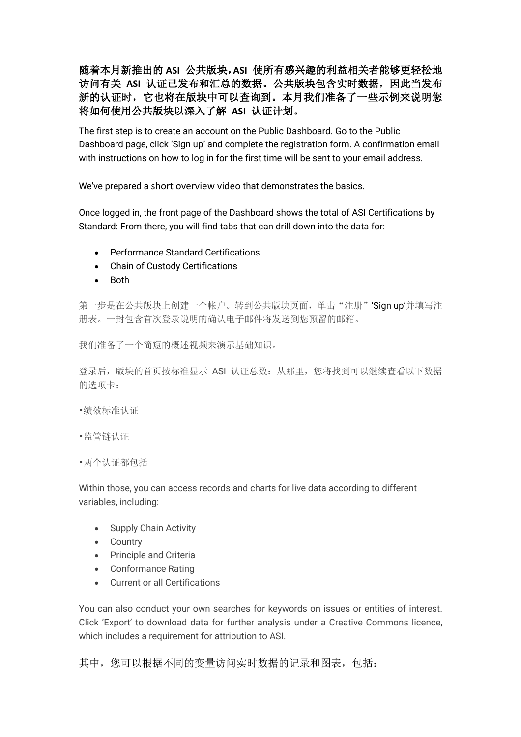**随着本月新推出的 ASI 公共版块，ASI 使所有感兴趣的利益相关者能够更轻松地访问有关 ASI 认证已发布和汇总的数据。公共版块包含实时数据，因此当发布新的认证时，它也将在版块中可以查询到。本月我们准备了一些示例来说明您将如何使用公共版块以深入了解 ASI 认证计划。**

The first step is to create an account on the Public Dashboard. Go to the Public Dashboard page, click 'Sign up' and complete the registration form. A confirmation email with instructions on how to log in for the first time will be sent to your email address.

We've prepared a short overview video that demonstrates the basics.

Once logged in, the front page of the Dashboard shows the total of ASI Certifications by Standard: From there, you will find tabs that can drill down into the data for:

- Performance Standard Certifications
- Chain of Custody Certifications
- Both

第一步是在公共版块上创建一个帐户。转到公共版块页面，单击"注册"'Sign up'并填写注册表。一封包含首次登录说明的确认电子邮件将发送到您预留的邮箱。

我们准备了一个简短的概述视频来演示基础知识。

登录后，版块的首页按标准显示 ASI 认证总数：从那里，您将找到可以继续查看以下数据的选项卡：

•绩效标准认证

•监管链认证

•两个认证都包括

Within those, you can access records and charts for live data according to different variables, including:

- Supply Chain Activity
- Country
- Principle and Criteria
- Conformance Rating
- Current or all Certifications

You can also conduct your own searches for keywords on issues or entities of interest. Click 'Export' to download data for further analysis under a Creative Commons licence, which includes a requirement for attribution to ASI.

其中，您可以根据不同的变量访问实时数据的记录和图表，包括：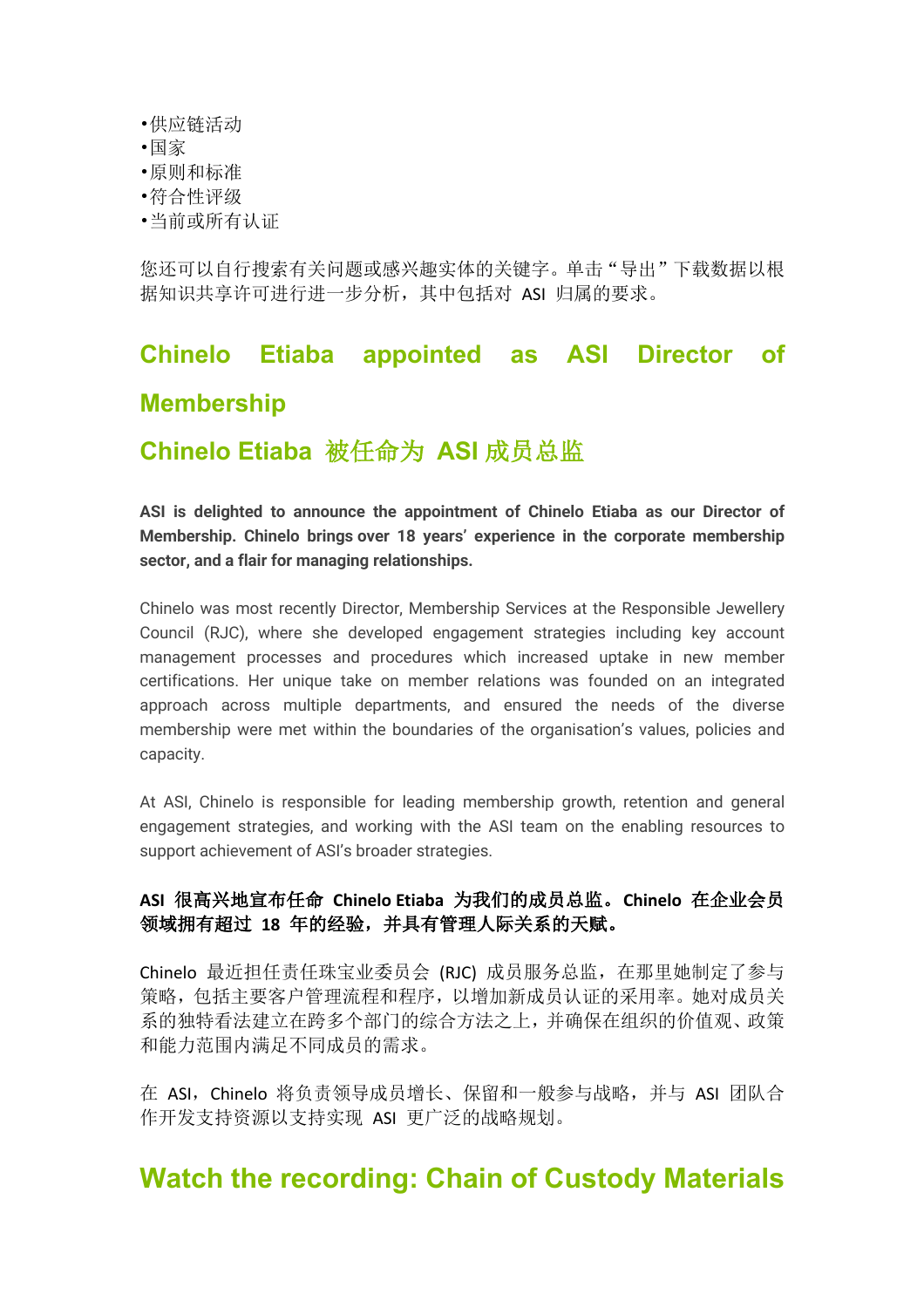•供应链活动
•国家
•原则和标准
•符合性评级
•当前或所有认证

您还可以自行搜索有关问题或感兴趣实体的关键字。单击“导出”下载数据以根据知识共享许可进行进一步分析，其中包括对 ASI 归属的要求。

## Chinelo Etiaba appointed as ASI Director of Membership

## Chinelo Etiaba 被任命为 ASI 成员总监

**ASI is delighted to announce the appointment of Chinelo Etiaba as our Director of Membership. Chinelo brings over 18 years' experience in the corporate membership sector, and a flair for managing relationships.**

Chinelo was most recently Director, Membership Services at the Responsible Jewellery Council (RJC), where she developed engagement strategies including key account management processes and procedures which increased uptake in new member certifications. Her unique take on member relations was founded on an integrated approach across multiple departments, and ensured the needs of the diverse membership were met within the boundaries of the organisation's values, policies and capacity.

At ASI, Chinelo is responsible for leading membership growth, retention and general engagement strategies, and working with the ASI team on the enabling resources to support achievement of ASI's broader strategies.

**ASI 很高兴地宣布任命 Chinelo Etiaba 为我们的成员总监。Chinelo 在企业会员领域拥有超过 18 年的经验，并具有管理人际关系的天赋。**

Chinelo 最近担任责任珠宝业委员会 (RJC) 成员服务总监，在那里她制定了参与策略，包括主要客户管理流程和程序，以增加新成员认证的采用率。她对成员关系的独特看法建立在跨多个部门的综合方法之上，并确保在组织的价值观、政策和能力范围内满足不同成员的需求。

在 ASI，Chinelo 将负责领导成员增长、保留和一般参与战略，并与 ASI 团队合作开发支持资源以支持实现 ASI 更广泛的战略规划。

## Watch the recording: Chain of Custody Materials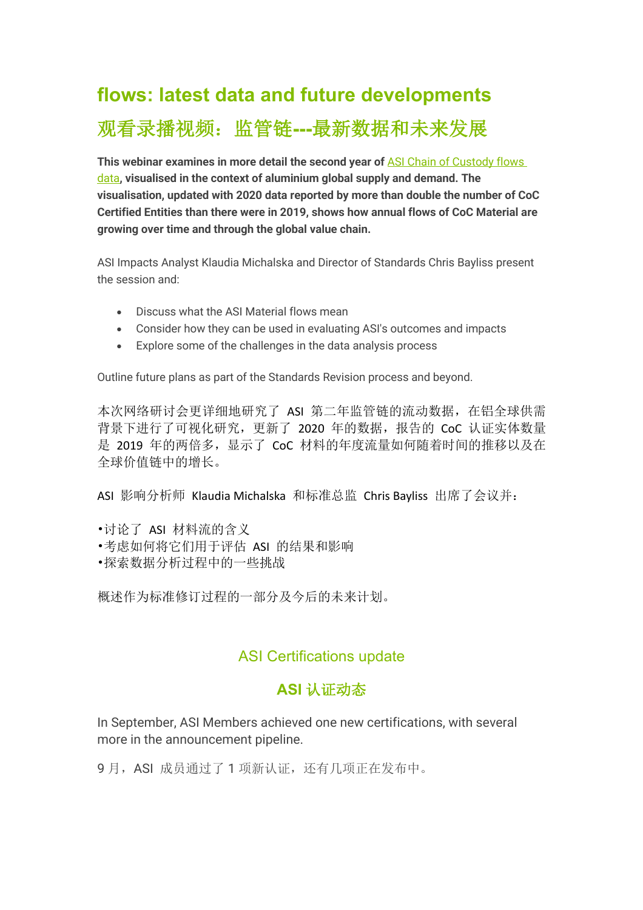## flows: latest data and future developments

## 观看录播视频：监管链---最新数据和未来发展

**This webinar examines in more detail the second year of** [ASI Chain of Custody flows data]**, visualised in the context of aluminium global supply and demand. The visualisation, updated with 2020 data reported by more than double the number of CoC Certified Entities than there were in 2019, shows how annual flows of CoC Material are growing over time and through the global value chain.**

ASI Impacts Analyst Klaudia Michalska and Director of Standards Chris Bayliss present the session and:

- Discuss what the ASI Material flows mean
- Consider how they can be used in evaluating ASI's outcomes and impacts
- Explore some of the challenges in the data analysis process

Outline future plans as part of the Standards Revision process and beyond.

本次网络研讨会更详细地研究了 ASI 第二年监管链的流动数据，在铝全球供需背景下进行了可视化研究，更新了 2020 年的数据，报告的 CoC 认证实体数量是 2019 年的两倍多，显示了 CoC 材料的年度流量如何随着时间的推移以及在全球价值链中的增长。

ASI 影响分析师 Klaudia Michalska 和标准总监 Chris Bayliss 出席了会议并：

•讨论了 ASI 材料流的含义
•考虑如何将它们用于评估 ASI 的结果和影响
•探索数据分析过程中的一些挑战

概述作为标准修订过程的一部分及今后的未来计划。

### ASI Certifications update

### ASI 认证动态

In September, ASI Members achieved one new certifications, with several more in the announcement pipeline.

9 月，ASI 成员通过了 1 项新认证，还有几项正在发布中。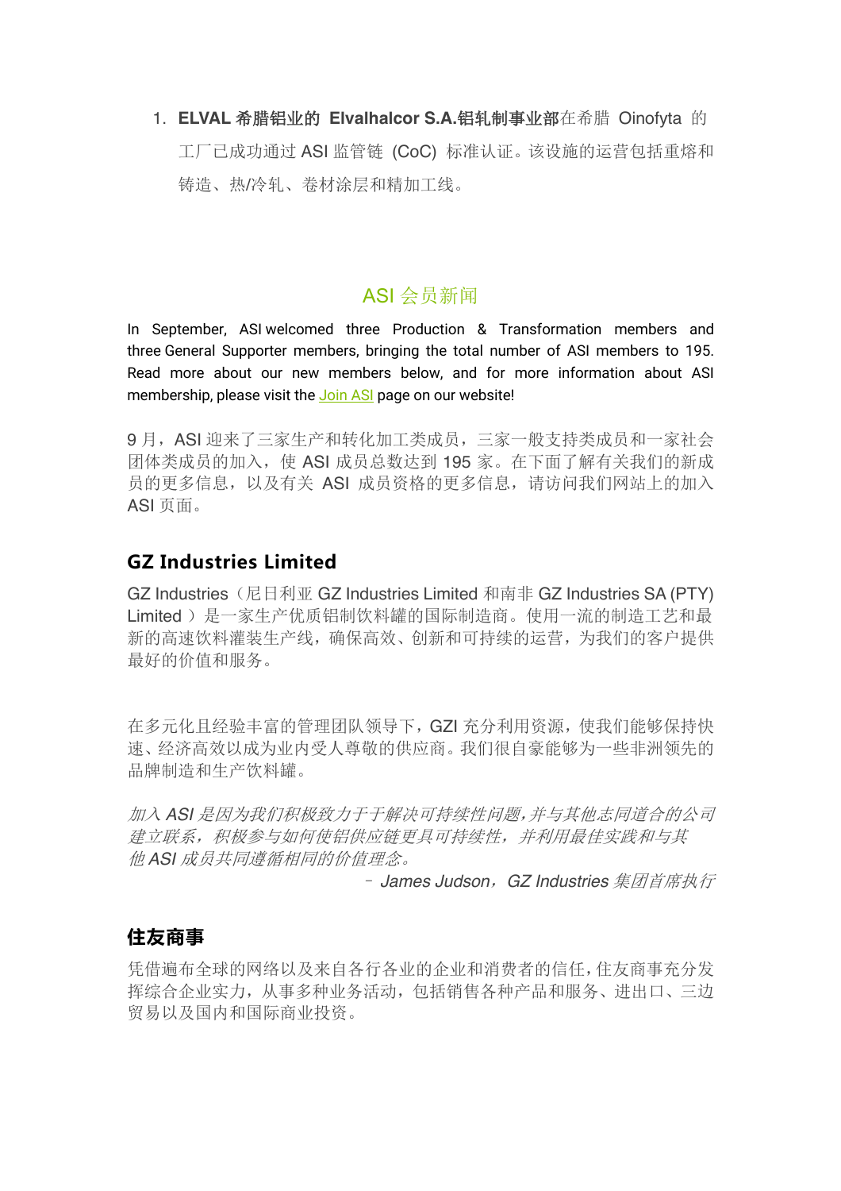1. **ELVAL 希腊铝业的 Elvalhalcor S.A.铝轧制事业部**在希腊 Oinofyta 的工厂已成功通过 ASI 监管链 (CoC) 标准认证。该设施的运营包括重熔和铸造、热/冷轧、卷材涂层和精加工线。

## ASI 会员新闻

In September, ASI welcomed three Production & Transformation members and three General Supporter members, bringing the total number of ASI members to 195. Read more about our new members below, and for more information about ASI membership, please visit the Join ASI page on our website!

9 月，ASI 迎来了三家生产和转化加工类成员，三家一般支持类成员和一家社会团体类成员的加入，使 ASI 成员总数达到 195 家。在下面了解有关我们的新成员的更多信息，以及有关 ASI 成员资格的更多信息，请访问我们网站上的加入 ASI 页面。

### GZ Industries Limited

GZ Industries（尼日利亚 GZ Industries Limited 和南非 GZ Industries SA (PTY) Limited ）是一家生产优质铝制饮料罐的国际制造商。使用一流的制造工艺和最新的高速饮料灌装生产线，确保高效、创新和可持续的运营，为我们的客户提供最好的价值和服务。

在多元化且经验丰富的管理团队领导下，GZI 充分利用资源，使我们能够保持快速、经济高效以成为业内受人尊敬的供应商。我们很自豪能够为一些非洲领先的品牌制造和生产饮料罐。

*加入 ASI 是因为我们积极致力于于解决可持续性问题,并与其他志同道合的公司建立联系，积极参与如何使铝供应链更具可持续性，并利用最佳实践和与其他 ASI 成员共同遵循相同的价值理念。*

*– James Judson，GZ Industries 集团首席执行*

### 住友商事

凭借遍布全球的网络以及来自各行各业的企业和消费者的信任,住友商事充分发挥综合企业实力，从事多种业务活动，包括销售各种产品和服务、进出口、三边贸易以及国内和国际商业投资。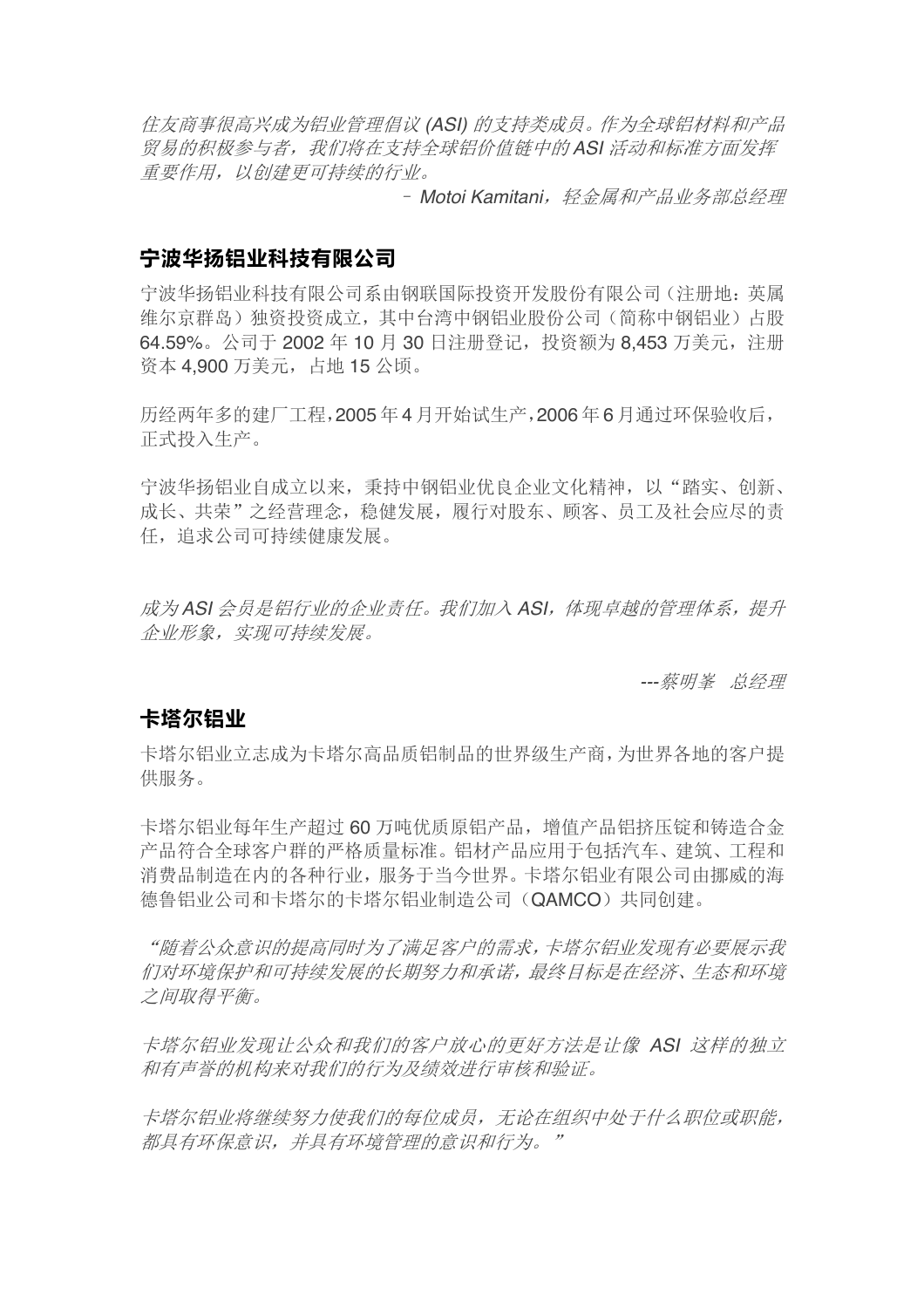*住友商事很高兴成为铝业管理倡议 (ASI) 的支持类成员。作为全球铝材料和产品贸易的积极参与者，我们将在支持全球铝价值链中的 ASI 活动和标准方面发挥重要作用，以创建更可持续的行业。*

*– Motoi Kamitani，轻金属和产品业务部总经理*

## 宁波华扬铝业科技有限公司

宁波华扬铝业科技有限公司系由钢联国际投资开发股份有限公司（注册地：英属维尔京群岛）独资投资成立，其中台湾中钢铝业股份公司（简称中钢铝业）占股 64.59%。公司于 2002 年 10 月 30 日注册登记，投资额为 8,453 万美元，注册资本 4,900 万美元，占地 15 公顷。

历经两年多的建厂工程，2005 年 4 月开始试生产，2006 年 6 月通过环保验收后，正式投入生产。

宁波华扬铝业自成立以来，秉持中钢铝业优良企业文化精神，以“踏实、创新、成长、共荣”之经营理念，稳健发展，履行对股东、顾客、员工及社会应尽的责任，追求公司可持续健康发展。

*成为 ASI 会员是铝行业的企业责任。我们加入 ASI，体现卓越的管理体系，提升企业形象，实现可持续发展。*

*---蔡明峯　总经理*

## 卡塔尔铝业

卡塔尔铝业立志成为卡塔尔高品质铝制品的世界级生产商，为世界各地的客户提供服务。

卡塔尔铝业每年生产超过 60 万吨优质原铝产品，增值产品铝挤压锭和铸造合金产品符合全球客户群的严格质量标准。铝材产品应用于包括汽车、建筑、工程和消费品制造在内的各种行业，服务于当今世界。卡塔尔铝业有限公司由挪威的海德鲁铝业公司和卡塔尔的卡塔尔铝业制造公司（QAMCO）共同创建。

*“随着公众意识的提高同时为了满足客户的需求，卡塔尔铝业发现有必要展示我们对环境保护和可持续发展的长期努力和承诺，最终目标是在经济、生态和环境之间取得平衡。*

*卡塔尔铝业发现让公众和我们的客户放心的更好方法是让像 ASI 这样的独立和有声誉的机构来对我们的行为及绩效进行审核和验证。*

*卡塔尔铝业将继续努力使我们的每位成员，无论在组织中处于什么职位或职能，都具有环保意识，并具有环境管理的意识和行为。”*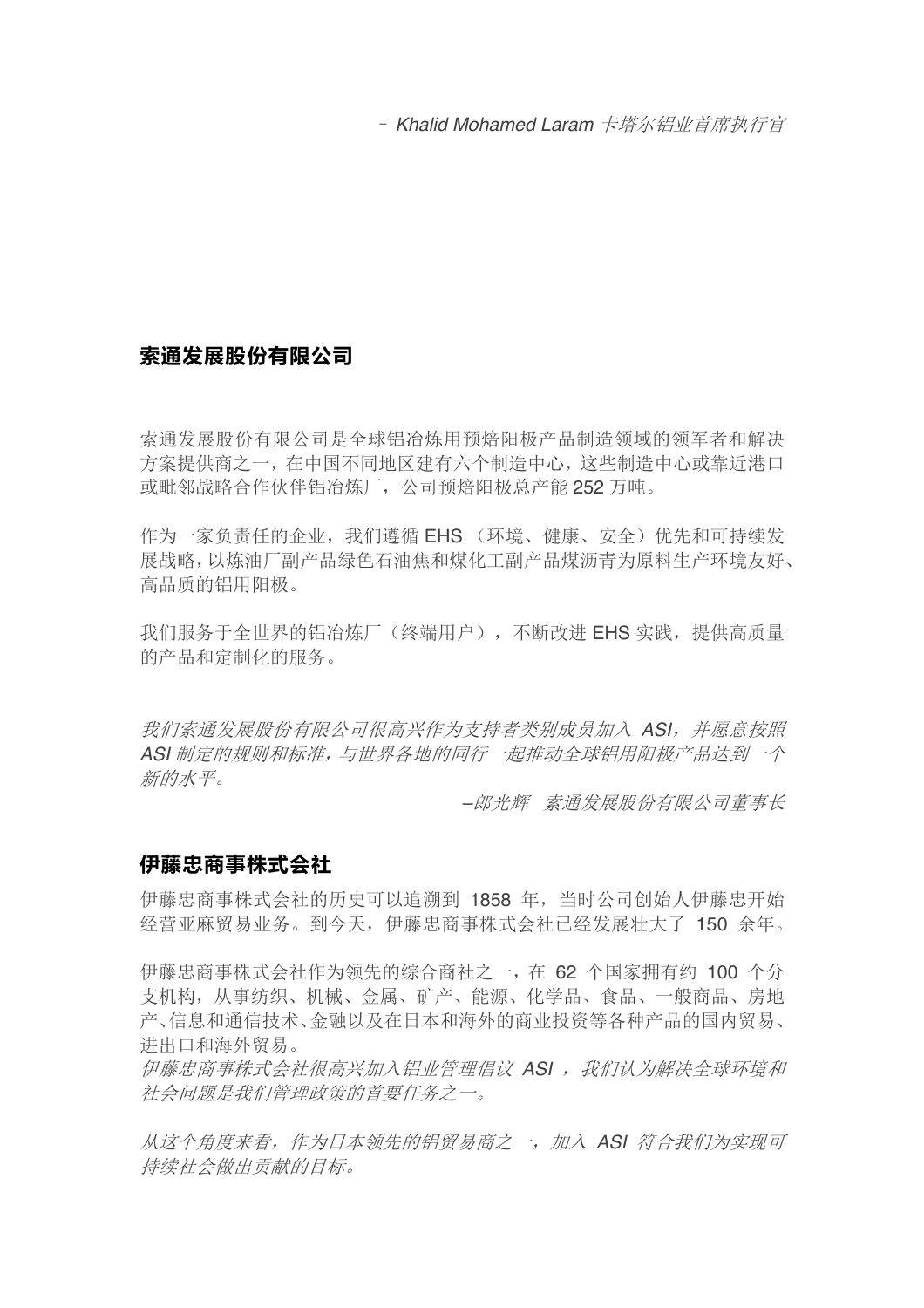*– Khalid Mohamed Laram 卡塔尔铝业首席执行官*

## 索通发展股份有限公司

索通发展股份有限公司是全球铝冶炼用预焙阳极产品制造领域的领军者和解决方案提供商之一，在中国不同地区建有六个制造中心，这些制造中心或靠近港口或毗邻战略合作伙伴铝冶炼厂，公司预焙阳极总产能 252 万吨。

作为一家负责任的企业，我们遵循 EHS （环境、健康、安全）优先和可持续发展战略，以炼油厂副产品绿色石油焦和煤化工副产品煤沥青为原料生产环境友好、高品质的铝用阳极。

我们服务于全世界的铝冶炼厂（终端用户），不断改进 EHS 实践，提供高质量的产品和定制化的服务。

*我们索通发展股份有限公司很高兴作为支持者类别成员加入 ASI，并愿意按照 ASI 制定的规则和标准，与世界各地的同行一起推动全球铝用阳极产品达到一个新的水平。*

*–郎光辉 索通发展股份有限公司董事长*

## 伊藤忠商事株式会社

伊藤忠商事株式会社的历史可以追溯到 1858 年，当时公司创始人伊藤忠开始经营亚麻贸易业务。到今天，伊藤忠商事株式会社已经发展壮大了 150 余年。

伊藤忠商事株式会社作为领先的综合商社之一，在 62 个国家拥有约 100 个分支机构，从事纺织、机械、金属、矿产、能源、化学品、食品、一般商品、房地产、信息和通信技术、金融以及在日本和海外的商业投资等各种产品的国内贸易、进出口和海外贸易。

*伊藤忠商事株式会社很高兴加入铝业管理倡议 ASI ，我们认为解决全球环境和社会问题是我们管理政策的首要任务之一。*

*从这个角度来看，作为日本领先的铝贸易商之一，加入 ASI 符合我们为实现可持续社会做出贡献的目标。*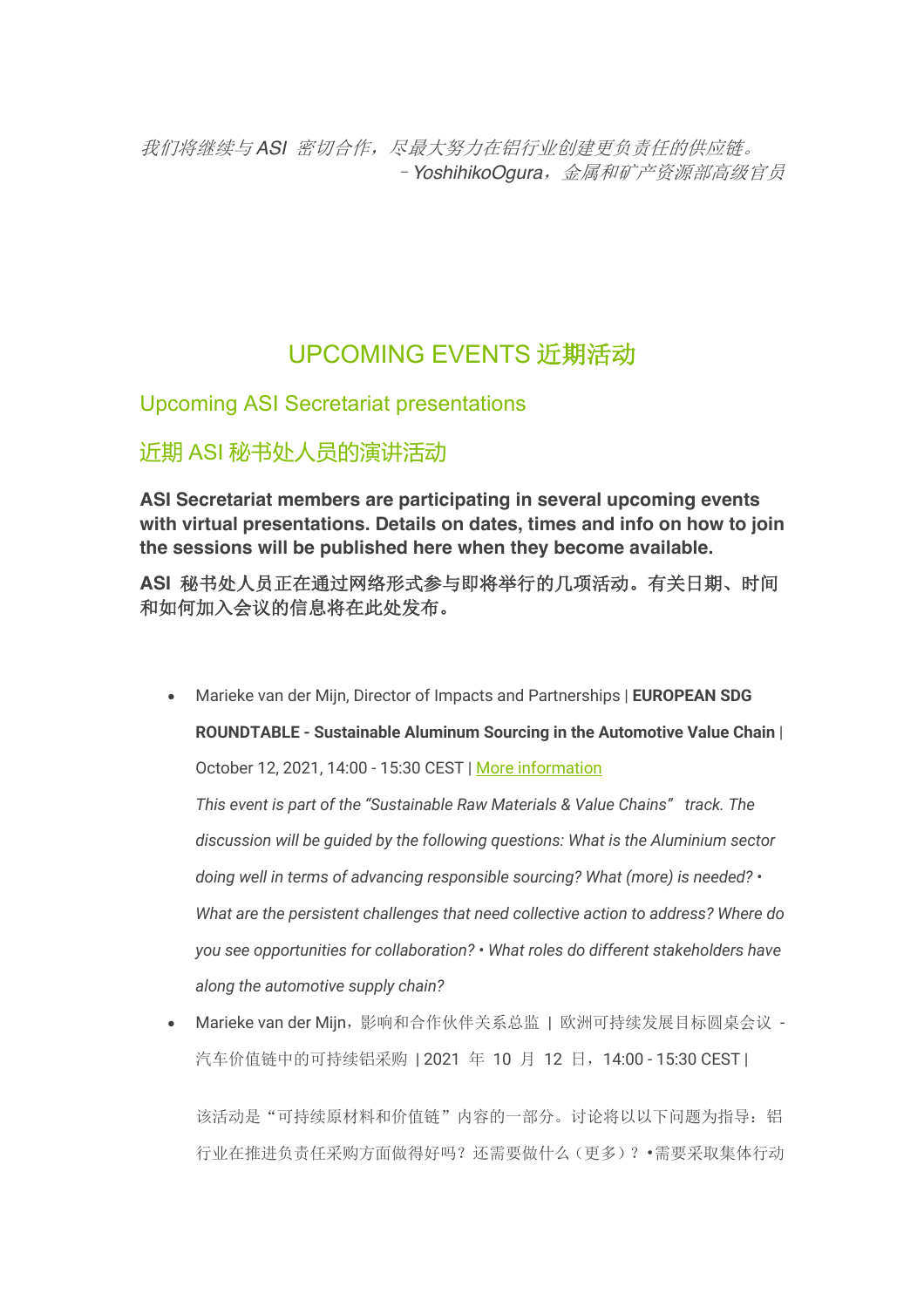*我们将继续与 ASI 密切合作，尽最大努力在铝行业创建更负责任的供应链。*
*– YoshihikoOgura，金属和矿产资源部高级官员*

# UPCOMING EVENTS 近期活动

## Upcoming ASI Secretariat presentations

## 近期 ASI 秘书处人员的演讲活动

**ASI Secretariat members are participating in several upcoming events with virtual presentations. Details on dates, times and info on how to join the sessions will be published here when they become available.**

**ASI 秘书处人员正在通过网络形式参与即将举行的几项活动。有关日期、时间和如何加入会议的信息将在此处发布。**

- Marieke van der Mijn, Director of Impacts and Partnerships | **EUROPEAN SDG ROUNDTABLE - Sustainable Aluminum Sourcing in the Automotive Value Chain** | October 12, 2021, 14:00 - 15:30 CEST | More information

  *This event is part of the "Sustainable Raw Materials & Value Chains" track. The discussion will be guided by the following questions: What is the Aluminium sector doing well in terms of advancing responsible sourcing? What (more) is needed? • What are the persistent challenges that need collective action to address? Where do you see opportunities for collaboration? • What roles do different stakeholders have along the automotive supply chain?*

- Marieke van der Mijn，影响和合作伙伴关系总监 | 欧洲可持续发展目标圆桌会议 - 汽车价值链中的可持续铝采购 | 2021 年 10 月 12 日，14:00 - 15:30 CEST |

  该活动是“可持续原材料和价值链”内容的一部分。讨论将以以下问题为指导：铝行业在推进负责任采购方面做得好吗？还需要做什么（更多）？•需要采取集体行动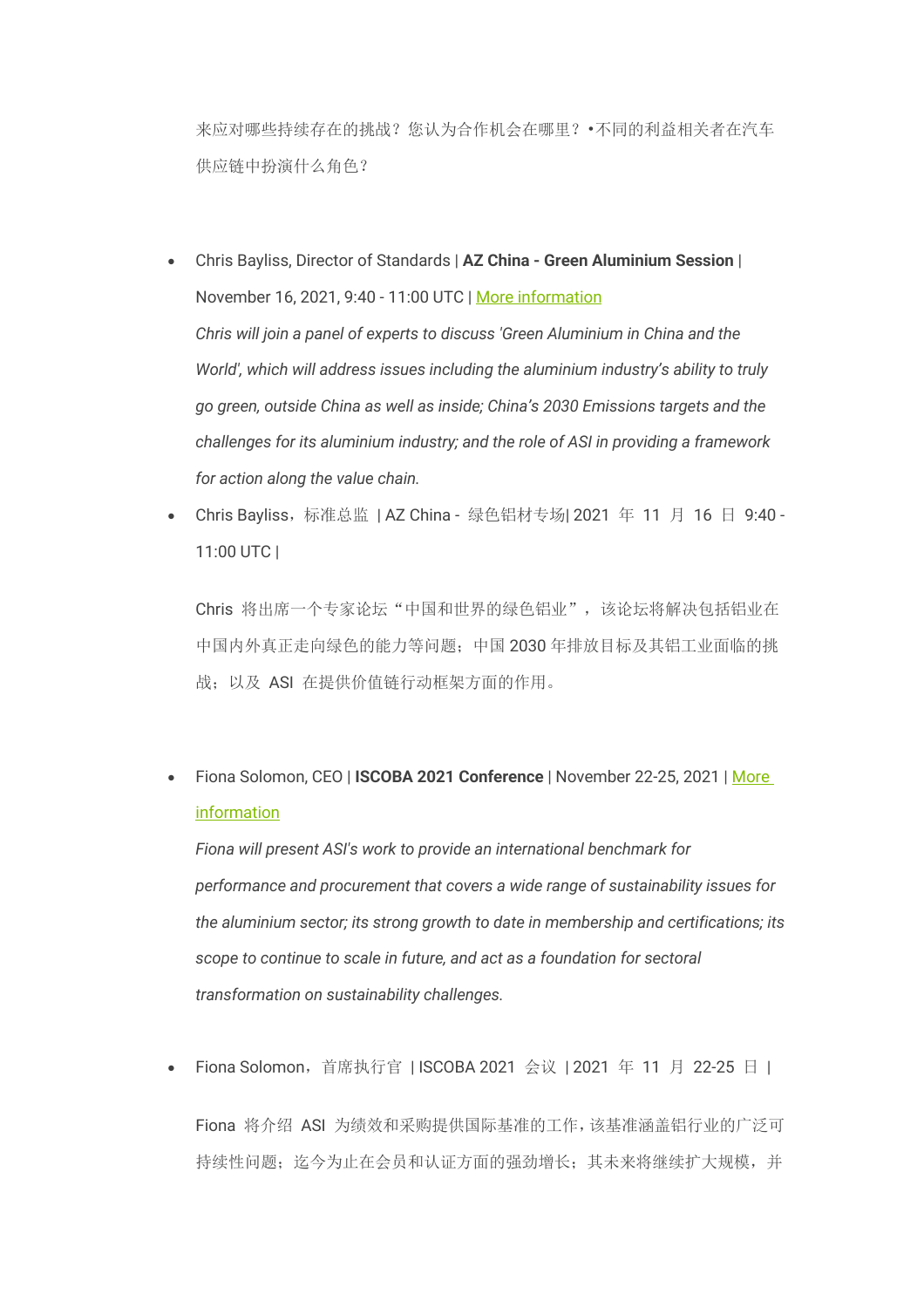来应对哪些持续存在的挑战？您认为合作机会在哪里？•不同的利益相关者在汽车供应链中扮演什么角色？

- Chris Bayliss, Director of Standards | **AZ China - Green Aluminium Session** | November 16, 2021, 9:40 - 11:00 UTC | More information

  *Chris will join a panel of experts to discuss 'Green Aluminium in China and the World', which will address issues including the aluminium industry's ability to truly go green, outside China as well as inside; China's 2030 Emissions targets and the challenges for its aluminium industry; and the role of ASI in providing a framework for action along the value chain.*

- Chris Bayliss，标准总监 | AZ China - 绿色铝材专场| 2021 年 11 月 16 日 9:40 - 11:00 UTC |

  Chris 将出席一个专家论坛“中国和世界的绿色铝业”，该论坛将解决包括铝业在中国内外真正走向绿色的能力等问题；中国 2030 年排放目标及其铝工业面临的挑战；以及 ASI 在提供价值链行动框架方面的作用。

- Fiona Solomon, CEO | **ISCOBA 2021 Conference** | November 22-25, 2021 | More information

  *Fiona will present ASI's work to provide an international benchmark for performance and procurement that covers a wide range of sustainability issues for the aluminium sector; its strong growth to date in membership and certifications; its scope to continue to scale in future, and act as a foundation for sectoral transformation on sustainability challenges.*

- Fiona Solomon，首席执行官 | ISCOBA 2021 会议 | 2021 年 11 月 22-25 日 |

  Fiona 将介绍 ASI 为绩效和采购提供国际基准的工作，该基准涵盖铝行业的广泛可持续性问题；迄今为止在会员和认证方面的强劲增长；其未来将继续扩大规模，并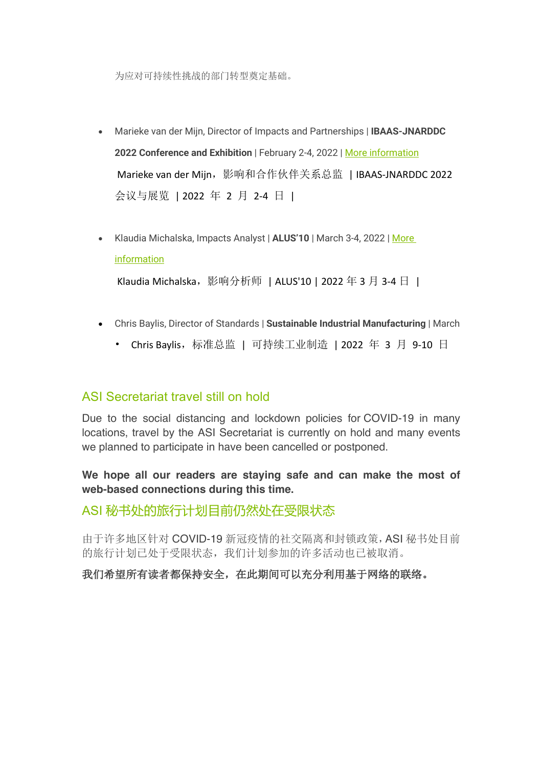为应对可持续性挑战的部门转型奠定基础。

- Marieke van der Mijn, Director of Impacts and Partnerships | **IBAAS-JNARDDC 2022 Conference and Exhibition** | February 2-4, 2022 | More information

  Marieke van der Mijn，影响和合作伙伴关系总监 | IBAAS-JNARDDC 2022 会议与展览 | 2022 年 2 月 2-4 日 |

- Klaudia Michalska, Impacts Analyst | **ALUS'10** | March 3-4, 2022 | More information

  Klaudia Michalska，影响分析师 | ALUS'10 | 2022 年 3 月 3-4 日 |

- Chris Baylis, Director of Standards | **Sustainable Industrial Manufacturing** | March
  - Chris Baylis，标准总监 | 可持续工业制造 | 2022 年 3 月 9-10 日

## ASI Secretariat travel still on hold

Due to the social distancing and lockdown policies for COVID-19 in many locations, travel by the ASI Secretariat is currently on hold and many events we planned to participate in have been cancelled or postponed.

**We hope all our readers are staying safe and can make the most of web-based connections during this time.**

## ASI 秘书处的旅行计划目前仍然处在受限状态

由于许多地区针对 COVID-19 新冠疫情的社交隔离和封锁政策，ASI 秘书处目前的旅行计划已处于受限状态，我们计划参加的许多活动也已被取消。

**我们希望所有读者都保持安全，在此期间可以充分利用基于网络的联络。**